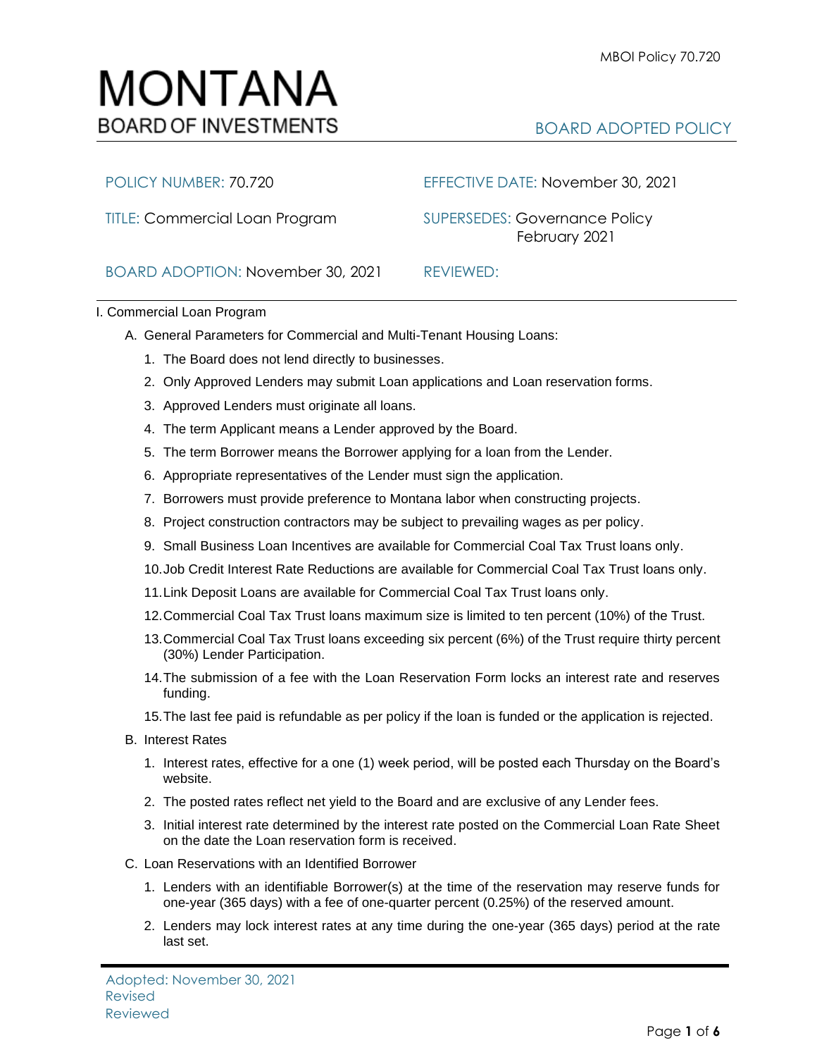# MONTANA
## BOARD OF INVESTMENTS

BOARD ADOPTED POLICY

| | |
|---|---|
| POLICY NUMBER: 70.720 | EFFECTIVE DATE: November 30, 2021 |
| TITLE: Commercial Loan Program | SUPERSEDES: Governance Policy February 2021 |
| BOARD ADOPTION: November 30, 2021 | REVIEWED: |

I. Commercial Loan Program

A. General Parameters for Commercial and Multi-Tenant Housing Loans:

1. The Board does not lend directly to businesses.
2. Only Approved Lenders may submit Loan applications and Loan reservation forms.
3. Approved Lenders must originate all loans.
4. The term Applicant means a Lender approved by the Board.
5. The term Borrower means the Borrower applying for a loan from the Lender.
6. Appropriate representatives of the Lender must sign the application.
7. Borrowers must provide preference to Montana labor when constructing projects.
8. Project construction contractors may be subject to prevailing wages as per policy.
9. Small Business Loan Incentives are available for Commercial Coal Tax Trust loans only.
10. Job Credit Interest Rate Reductions are available for Commercial Coal Tax Trust loans only.
11. Link Deposit Loans are available for Commercial Coal Tax Trust loans only.
12. Commercial Coal Tax Trust loans maximum size is limited to ten percent (10%) of the Trust.
13. Commercial Coal Tax Trust loans exceeding six percent (6%) of the Trust require thirty percent (30%) Lender Participation.
14. The submission of a fee with the Loan Reservation Form locks an interest rate and reserves funding.
15. The last fee paid is refundable as per policy if the loan is funded or the application is rejected.

B. Interest Rates

1. Interest rates, effective for a one (1) week period, will be posted each Thursday on the Board's website.
2. The posted rates reflect net yield to the Board and are exclusive of any Lender fees.
3. Initial interest rate determined by the interest rate posted on the Commercial Loan Rate Sheet on the date the Loan reservation form is received.

C. Loan Reservations with an Identified Borrower

1. Lenders with an identifiable Borrower(s) at the time of the reservation may reserve funds for one-year (365 days) with a fee of one-quarter percent (0.25%) of the reserved amount.
2. Lenders may lock interest rates at any time during the one-year (365 days) period at the rate last set.

Adopted: November 30, 2021
Revised
Reviewed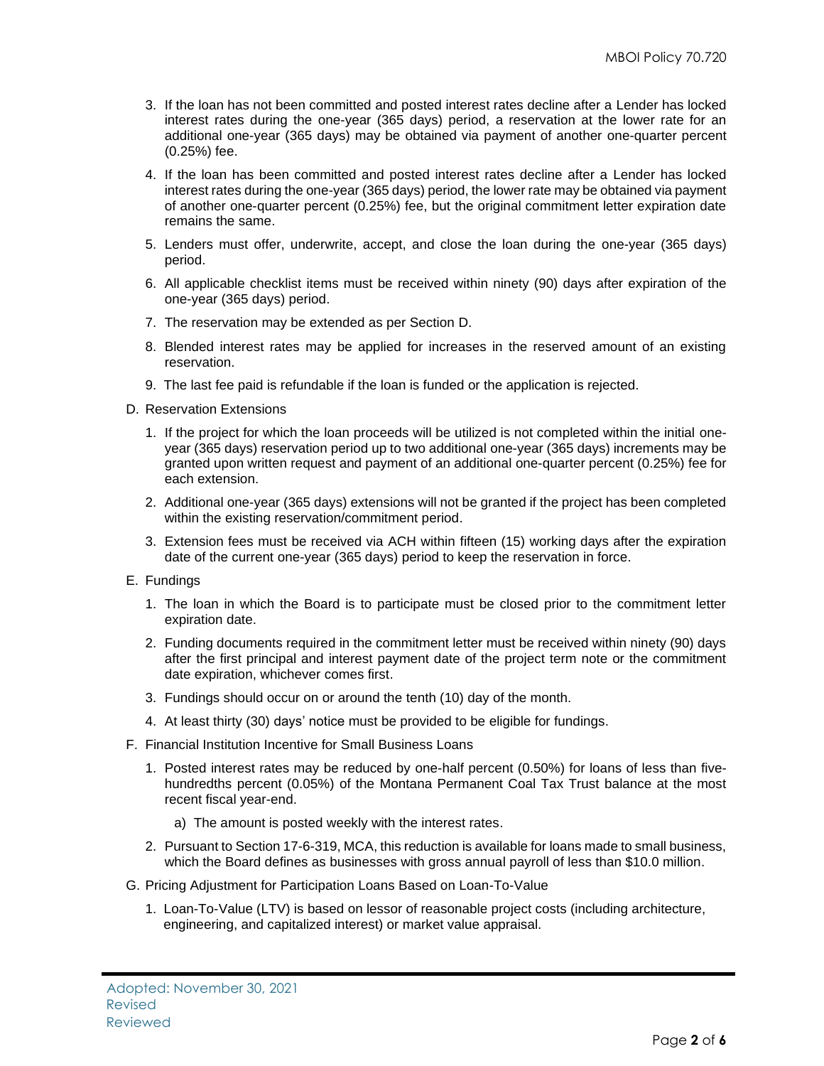3. If the loan has not been committed and posted interest rates decline after a Lender has locked interest rates during the one-year (365 days) period, a reservation at the lower rate for an additional one-year (365 days) may be obtained via payment of another one-quarter percent (0.25%) fee.
4. If the loan has been committed and posted interest rates decline after a Lender has locked interest rates during the one-year (365 days) period, the lower rate may be obtained via payment of another one-quarter percent (0.25%) fee, but the original commitment letter expiration date remains the same.
5. Lenders must offer, underwrite, accept, and close the loan during the one-year (365 days) period.
6. All applicable checklist items must be received within ninety (90) days after expiration of the one-year (365 days) period.
7. The reservation may be extended as per Section D.
8. Blended interest rates may be applied for increases in the reserved amount of an existing reservation.
9. The last fee paid is refundable if the loan is funded or the application is rejected.

D. Reservation Extensions

1. If the project for which the loan proceeds will be utilized is not completed within the initial one-year (365 days) reservation period up to two additional one-year (365 days) increments may be granted upon written request and payment of an additional one-quarter percent (0.25%) fee for each extension.
2. Additional one-year (365 days) extensions will not be granted if the project has been completed within the existing reservation/commitment period.
3. Extension fees must be received via ACH within fifteen (15) working days after the expiration date of the current one-year (365 days) period to keep the reservation in force.

E. Fundings

1. The loan in which the Board is to participate must be closed prior to the commitment letter expiration date.
2. Funding documents required in the commitment letter must be received within ninety (90) days after the first principal and interest payment date of the project term note or the commitment date expiration, whichever comes first.
3. Fundings should occur on or around the tenth (10) day of the month.
4. At least thirty (30) days' notice must be provided to be eligible for fundings.

F. Financial Institution Incentive for Small Business Loans

1. Posted interest rates may be reduced by one-half percent (0.50%) for loans of less than five-hundredths percent (0.05%) of the Montana Permanent Coal Tax Trust balance at the most recent fiscal year-end.
   a) The amount is posted weekly with the interest rates.
2. Pursuant to Section 17-6-319, MCA, this reduction is available for loans made to small business, which the Board defines as businesses with gross annual payroll of less than $10.0 million.

G. Pricing Adjustment for Participation Loans Based on Loan-To-Value

1. Loan-To-Value (LTV) is based on lessor of reasonable project costs (including architecture, engineering, and capitalized interest) or market value appraisal.

Adopted: November 30, 2021
Revised
Reviewed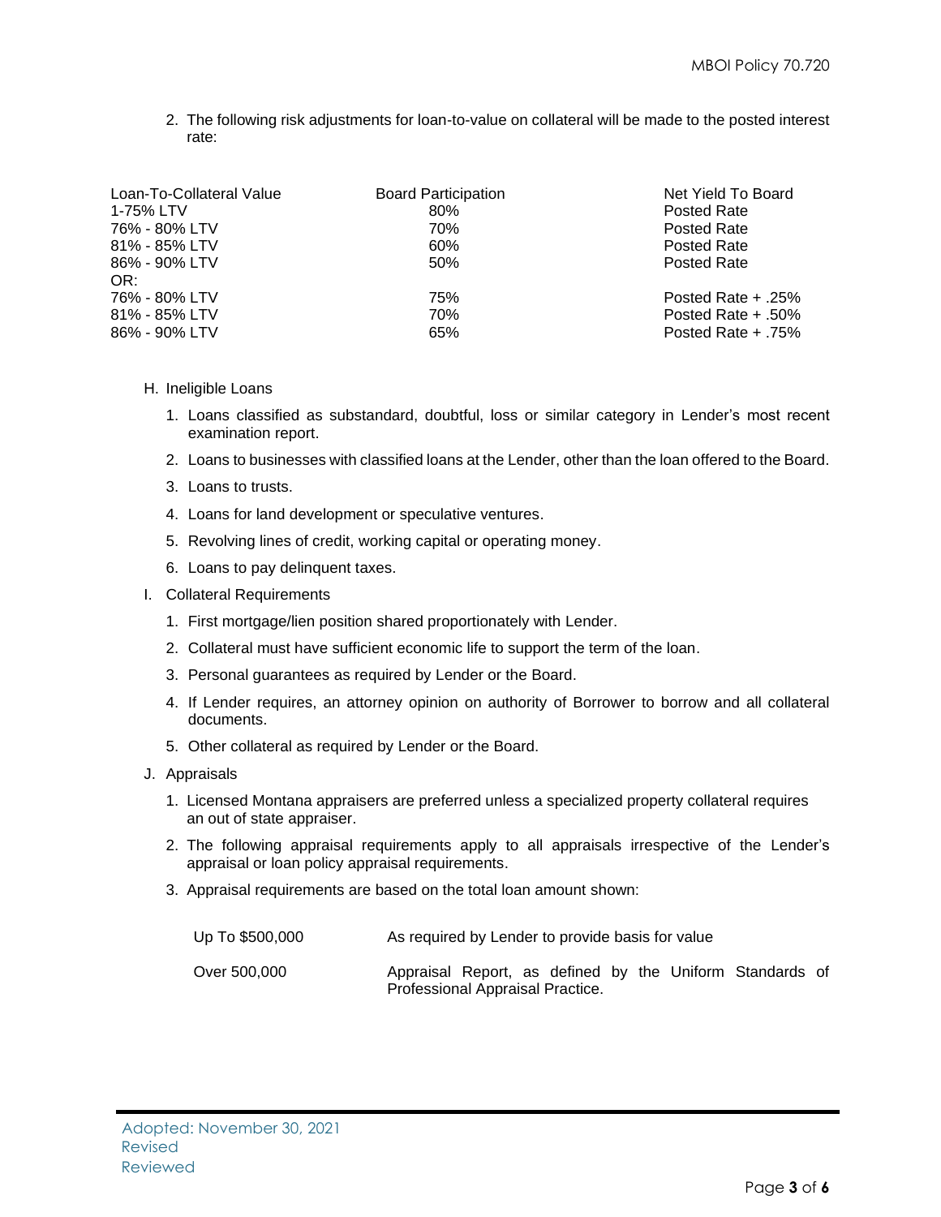2. The following risk adjustments for loan-to-value on collateral will be made to the posted interest rate:

| Loan-To-Collateral Value | Board Participation | Net Yield To Board |
|---|---|---|
| 1-75% LTV | 80% | Posted Rate |
| 76% - 80% LTV | 70% | Posted Rate |
| 81% - 85% LTV | 60% | Posted Rate |
| 86% - 90% LTV | 50% | Posted Rate |
| OR: | | |
| 76% - 80% LTV | 75% | Posted Rate + .25% |
| 81% - 85% LTV | 70% | Posted Rate + .50% |
| 86% - 90% LTV | 65% | Posted Rate + .75% |

H. Ineligible Loans

1. Loans classified as substandard, doubtful, loss or similar category in Lender's most recent examination report.
2. Loans to businesses with classified loans at the Lender, other than the loan offered to the Board.
3. Loans to trusts.
4. Loans for land development or speculative ventures.
5. Revolving lines of credit, working capital or operating money.
6. Loans to pay delinquent taxes.

I. Collateral Requirements

1. First mortgage/lien position shared proportionately with Lender.
2. Collateral must have sufficient economic life to support the term of the loan.
3. Personal guarantees as required by Lender or the Board.
4. If Lender requires, an attorney opinion on authority of Borrower to borrow and all collateral documents.
5. Other collateral as required by Lender or the Board.

J. Appraisals

1. Licensed Montana appraisers are preferred unless a specialized property collateral requires an out of state appraiser.
2. The following appraisal requirements apply to all appraisals irrespective of the Lender's appraisal or loan policy appraisal requirements.
3. Appraisal requirements are based on the total loan amount shown:

| | |
|---|---|
| Up To $500,000 | As required by Lender to provide basis for value |
| Over 500,000 | Appraisal Report, as defined by the Uniform Standards of Professional Appraisal Practice. |

Adopted: November 30, 2021
Revised
Reviewed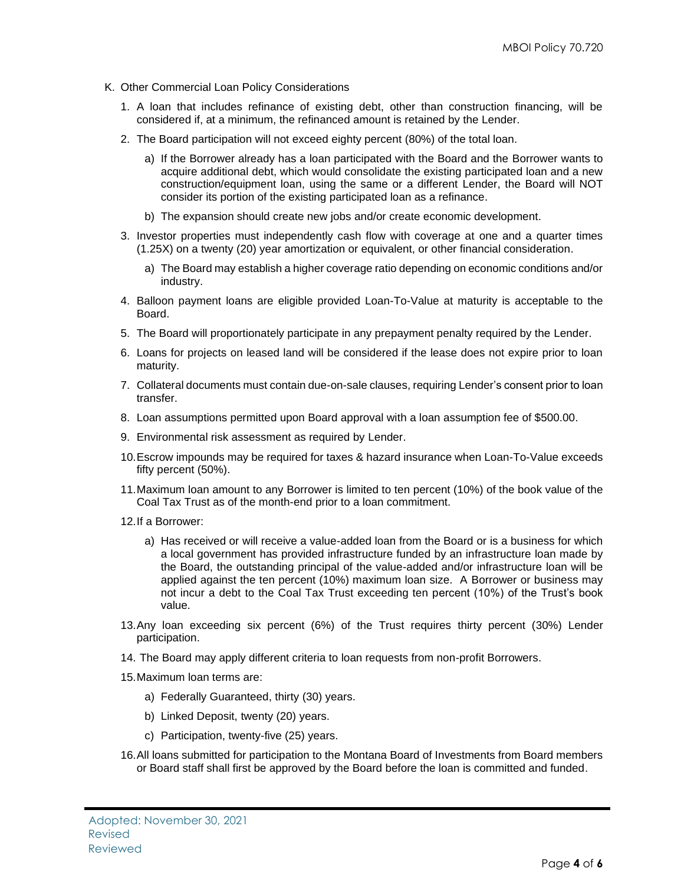K. Other Commercial Loan Policy Considerations

1. A loan that includes refinance of existing debt, other than construction financing, will be considered if, at a minimum, the refinanced amount is retained by the Lender.
2. The Board participation will not exceed eighty percent (80%) of the total loan.
   a) If the Borrower already has a loan participated with the Board and the Borrower wants to acquire additional debt, which would consolidate the existing participated loan and a new construction/equipment loan, using the same or a different Lender, the Board will NOT consider its portion of the existing participated loan as a refinance.
   b) The expansion should create new jobs and/or create economic development.
3. Investor properties must independently cash flow with coverage at one and a quarter times (1.25X) on a twenty (20) year amortization or equivalent, or other financial consideration.
   a) The Board may establish a higher coverage ratio depending on economic conditions and/or industry.
4. Balloon payment loans are eligible provided Loan-To-Value at maturity is acceptable to the Board.
5. The Board will proportionately participate in any prepayment penalty required by the Lender.
6. Loans for projects on leased land will be considered if the lease does not expire prior to loan maturity.
7. Collateral documents must contain due-on-sale clauses, requiring Lender's consent prior to loan transfer.
8. Loan assumptions permitted upon Board approval with a loan assumption fee of $500.00.
9. Environmental risk assessment as required by Lender.
10. Escrow impounds may be required for taxes & hazard insurance when Loan-To-Value exceeds fifty percent (50%).
11. Maximum loan amount to any Borrower is limited to ten percent (10%) of the book value of the Coal Tax Trust as of the month-end prior to a loan commitment.
12. If a Borrower:
    a) Has received or will receive a value-added loan from the Board or is a business for which a local government has provided infrastructure funded by an infrastructure loan made by the Board, the outstanding principal of the value-added and/or infrastructure loan will be applied against the ten percent (10%) maximum loan size. A Borrower or business may not incur a debt to the Coal Tax Trust exceeding ten percent (10%) of the Trust's book value.
13. Any loan exceeding six percent (6%) of the Trust requires thirty percent (30%) Lender participation.
14. The Board may apply different criteria to loan requests from non-profit Borrowers.
15. Maximum loan terms are:
    a) Federally Guaranteed, thirty (30) years.
    b) Linked Deposit, twenty (20) years.
    c) Participation, twenty-five (25) years.
16. All loans submitted for participation to the Montana Board of Investments from Board members or Board staff shall first be approved by the Board before the loan is committed and funded.

Adopted: November 30, 2021
Revised
Reviewed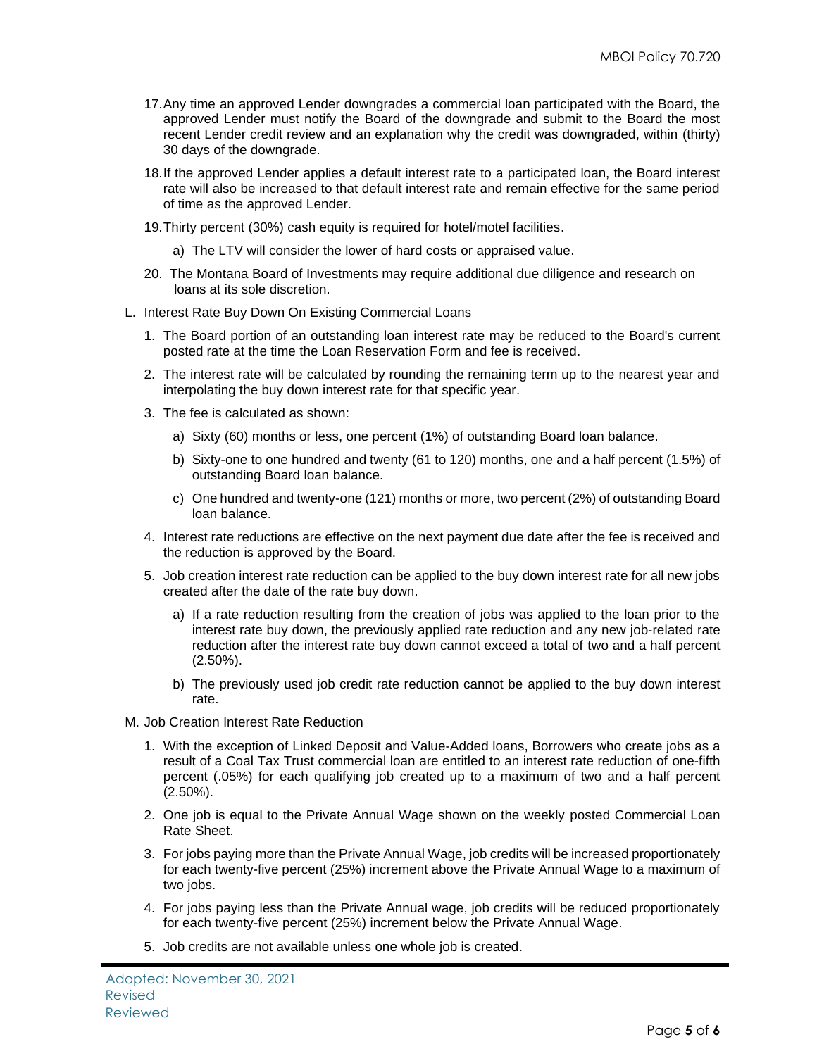17. Any time an approved Lender downgrades a commercial loan participated with the Board, the approved Lender must notify the Board of the downgrade and submit to the Board the most recent Lender credit review and an explanation why the credit was downgraded, within (thirty) 30 days of the downgrade.

18. If the approved Lender applies a default interest rate to a participated loan, the Board interest rate will also be increased to that default interest rate and remain effective for the same period of time as the approved Lender.

19. Thirty percent (30%) cash equity is required for hotel/motel facilities.

    a) The LTV will consider the lower of hard costs or appraised value.

20. The Montana Board of Investments may require additional due diligence and research on loans at its sole discretion.

L. Interest Rate Buy Down On Existing Commercial Loans

1. The Board portion of an outstanding loan interest rate may be reduced to the Board's current posted rate at the time the Loan Reservation Form and fee is received.

2. The interest rate will be calculated by rounding the remaining term up to the nearest year and interpolating the buy down interest rate for that specific year.

3. The fee is calculated as shown:

    a) Sixty (60) months or less, one percent (1%) of outstanding Board loan balance.

    b) Sixty-one to one hundred and twenty (61 to 120) months, one and a half percent (1.5%) of outstanding Board loan balance.

    c) One hundred and twenty-one (121) months or more, two percent (2%) of outstanding Board loan balance.

4. Interest rate reductions are effective on the next payment due date after the fee is received and the reduction is approved by the Board.

5. Job creation interest rate reduction can be applied to the buy down interest rate for all new jobs created after the date of the rate buy down.

    a) If a rate reduction resulting from the creation of jobs was applied to the loan prior to the interest rate buy down, the previously applied rate reduction and any new job-related rate reduction after the interest rate buy down cannot exceed a total of two and a half percent (2.50%).

    b) The previously used job credit rate reduction cannot be applied to the buy down interest rate.

M. Job Creation Interest Rate Reduction

1. With the exception of Linked Deposit and Value-Added loans, Borrowers who create jobs as a result of a Coal Tax Trust commercial loan are entitled to an interest rate reduction of one-fifth percent (.05%) for each qualifying job created up to a maximum of two and a half percent (2.50%).

2. One job is equal to the Private Annual Wage shown on the weekly posted Commercial Loan Rate Sheet.

3. For jobs paying more than the Private Annual Wage, job credits will be increased proportionately for each twenty-five percent (25%) increment above the Private Annual Wage to a maximum of two jobs.

4. For jobs paying less than the Private Annual wage, job credits will be reduced proportionately for each twenty-five percent (25%) increment below the Private Annual Wage.

5. Job credits are not available unless one whole job is created.

Adopted: November 30, 2021
Revised
Reviewed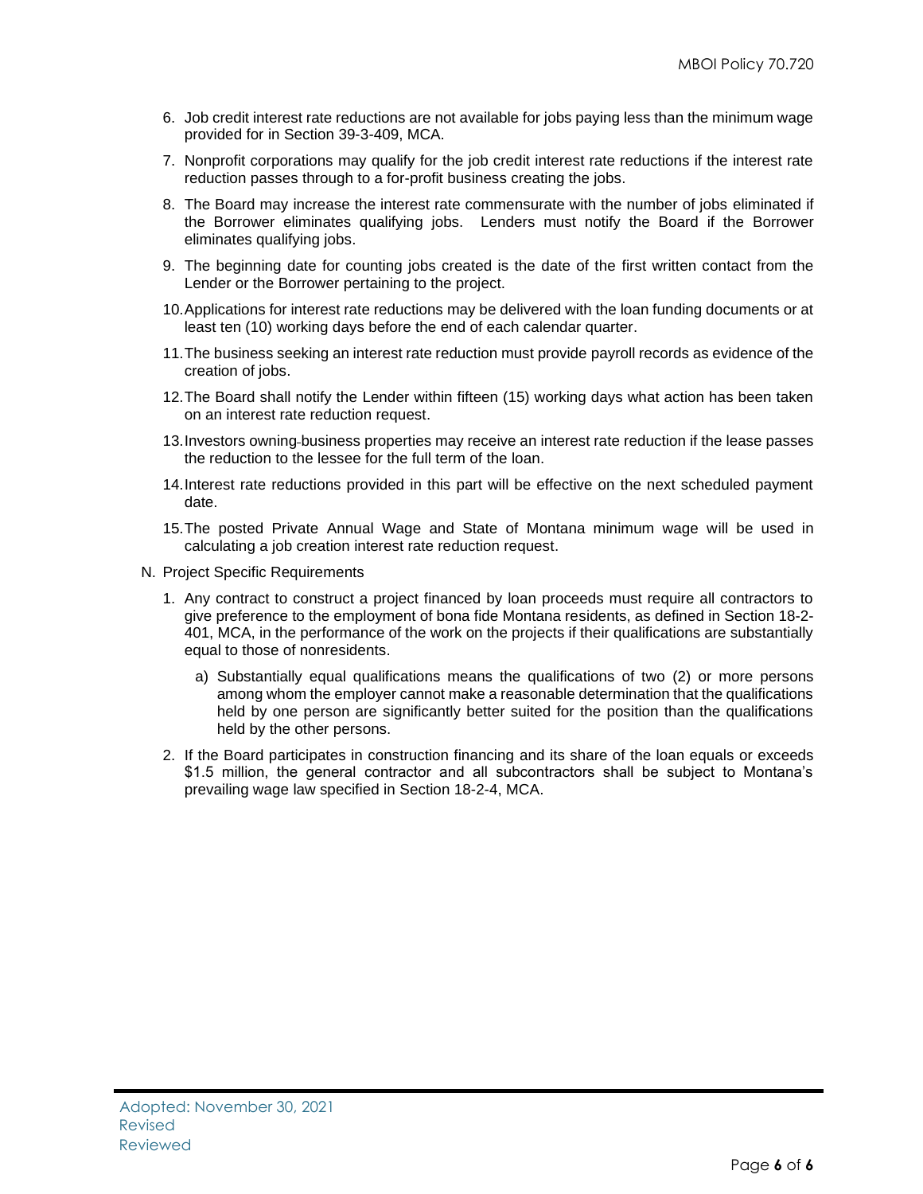6. Job credit interest rate reductions are not available for jobs paying less than the minimum wage provided for in Section 39-3-409, MCA.

7. Nonprofit corporations may qualify for the job credit interest rate reductions if the interest rate reduction passes through to a for-profit business creating the jobs.

8. The Board may increase the interest rate commensurate with the number of jobs eliminated if the Borrower eliminates qualifying jobs. Lenders must notify the Board if the Borrower eliminates qualifying jobs.

9. The beginning date for counting jobs created is the date of the first written contact from the Lender or the Borrower pertaining to the project.

10. Applications for interest rate reductions may be delivered with the loan funding documents or at least ten (10) working days before the end of each calendar quarter.

11. The business seeking an interest rate reduction must provide payroll records as evidence of the creation of jobs.

12. The Board shall notify the Lender within fifteen (15) working days what action has been taken on an interest rate reduction request.

13. Investors owning business properties may receive an interest rate reduction if the lease passes the reduction to the lessee for the full term of the loan.

14. Interest rate reductions provided in this part will be effective on the next scheduled payment date.

15. The posted Private Annual Wage and State of Montana minimum wage will be used in calculating a job creation interest rate reduction request.

N. Project Specific Requirements

1. Any contract to construct a project financed by loan proceeds must require all contractors to give preference to the employment of bona fide Montana residents, as defined in Section 18-2-401, MCA, in the performance of the work on the projects if their qualifications are substantially equal to those of nonresidents.

   a) Substantially equal qualifications means the qualifications of two (2) or more persons among whom the employer cannot make a reasonable determination that the qualifications held by one person are significantly better suited for the position than the qualifications held by the other persons.

2. If the Board participates in construction financing and its share of the loan equals or exceeds $1.5 million, the general contractor and all subcontractors shall be subject to Montana's prevailing wage law specified in Section 18-2-4, MCA.

Adopted: November 30, 2021
Revised
Reviewed